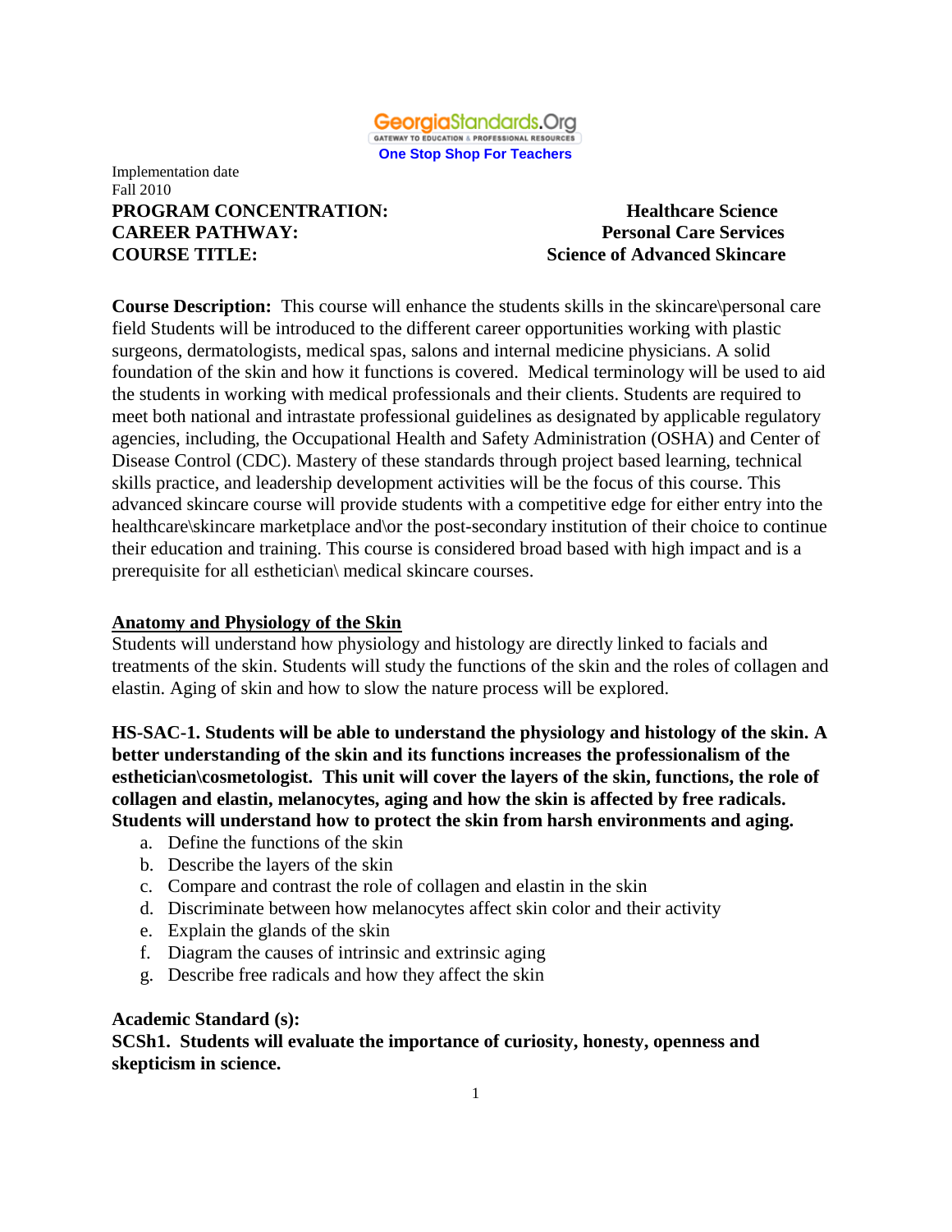GeorgiaStandards.Org

GATEWAY TO EDUCATION & PROFESSIONAL RESOURCES

One Stop Shop For Teachers

Implementation date
Fall 2010

**PROGRAM CONCENTRATION:** **Healthcare Science**
**CAREER PATHWAY:** **Personal Care Services**
**COURSE TITLE:** **Science of Advanced Skincare**

**Course Description:** This course will enhance the students skills in the skincare\personal care field Students will be introduced to the different career opportunities working with plastic surgeons, dermatologists, medical spas, salons and internal medicine physicians. A solid foundation of the skin and how it functions is covered. Medical terminology will be used to aid the students in working with medical professionals and their clients. Students are required to meet both national and intrastate professional guidelines as designated by applicable regulatory agencies, including, the Occupational Health and Safety Administration (OSHA) and Center of Disease Control (CDC). Mastery of these standards through project based learning, technical skills practice, and leadership development activities will be the focus of this course. This advanced skincare course will provide students with a competitive edge for either entry into the healthcare\skincare marketplace and\or the post-secondary institution of their choice to continue their education and training. This course is considered broad based with high impact and is a prerequisite for all esthetician\ medical skincare courses.

<u>Anatomy and Physiology of the Skin</u>

Students will understand how physiology and histology are directly linked to facials and treatments of the skin. Students will study the functions of the skin and the roles of collagen and elastin. Aging of skin and how to slow the nature process will be explored.

**HS-SAC-1. Students will be able to understand the physiology and histology of the skin. A better understanding of the skin and its functions increases the professionalism of the esthetician\cosmetologist. This unit will cover the layers of the skin, functions, the role of collagen and elastin, melanocytes, aging and how the skin is affected by free radicals. Students will understand how to protect the skin from harsh environments and aging.**

a. Define the functions of the skin
b. Describe the layers of the skin
c. Compare and contrast the role of collagen and elastin in the skin
d. Discriminate between how melanocytes affect skin color and their activity
e. Explain the glands of the skin
f. Diagram the causes of intrinsic and extrinsic aging
g. Describe free radicals and how they affect the skin

**Academic Standard (s):**

**SCSh1. Students will evaluate the importance of curiosity, honesty, openness and skepticism in science.**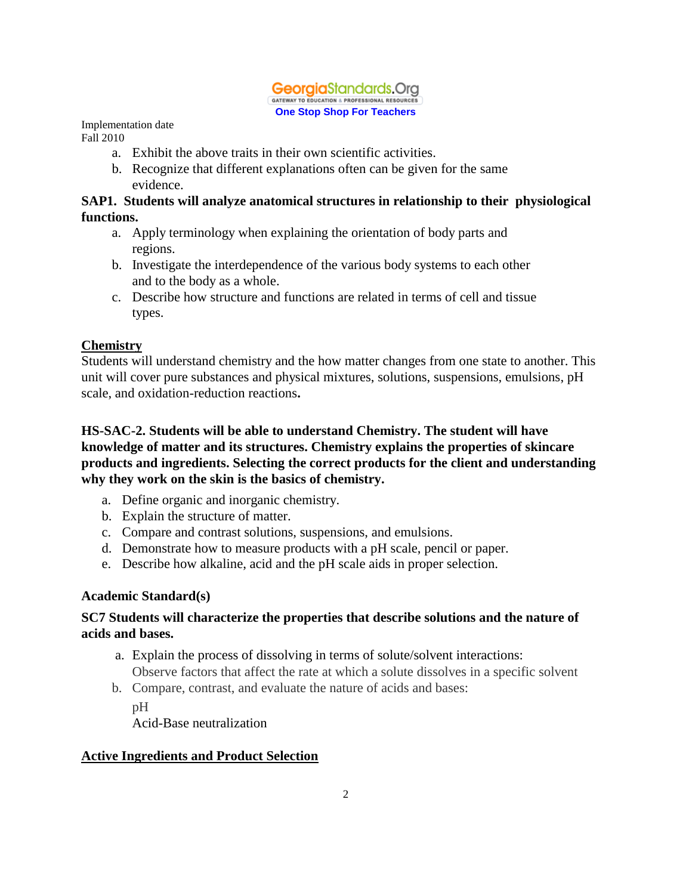Implementation date
Fall 2010

a. Exhibit the above traits in their own scientific activities.
b. Recognize that different explanations often can be given for the same evidence.

**SAP1. Students will analyze anatomical structures in relationship to their physiological functions.**

a. Apply terminology when explaining the orientation of body parts and regions.
b. Investigate the interdependence of the various body systems to each other and to the body as a whole.
c. Describe how structure and functions are related in terms of cell and tissue types.

## Chemistry

Students will understand chemistry and the how matter changes from one state to another. This unit will cover pure substances and physical mixtures, solutions, suspensions, emulsions, pH scale, and oxidation-reduction reactions.

**HS-SAC-2. Students will be able to understand Chemistry. The student will have knowledge of matter and its structures. Chemistry explains the properties of skincare products and ingredients. Selecting the correct products for the client and understanding why they work on the skin is the basics of chemistry.**

a. Define organic and inorganic chemistry.
b. Explain the structure of matter.
c. Compare and contrast solutions, suspensions, and emulsions.
d. Demonstrate how to measure products with a pH scale, pencil or paper.
e. Describe how alkaline, acid and the pH scale aids in proper selection.

**Academic Standard(s)**

**SC7 Students will characterize the properties that describe solutions and the nature of acids and bases.**

a. Explain the process of dissolving in terms of solute/solvent interactions:
   Observe factors that affect the rate at which a solute dissolves in a specific solvent
b. Compare, contrast, and evaluate the nature of acids and bases:
   pH
   Acid-Base neutralization

## Active Ingredients and Product Selection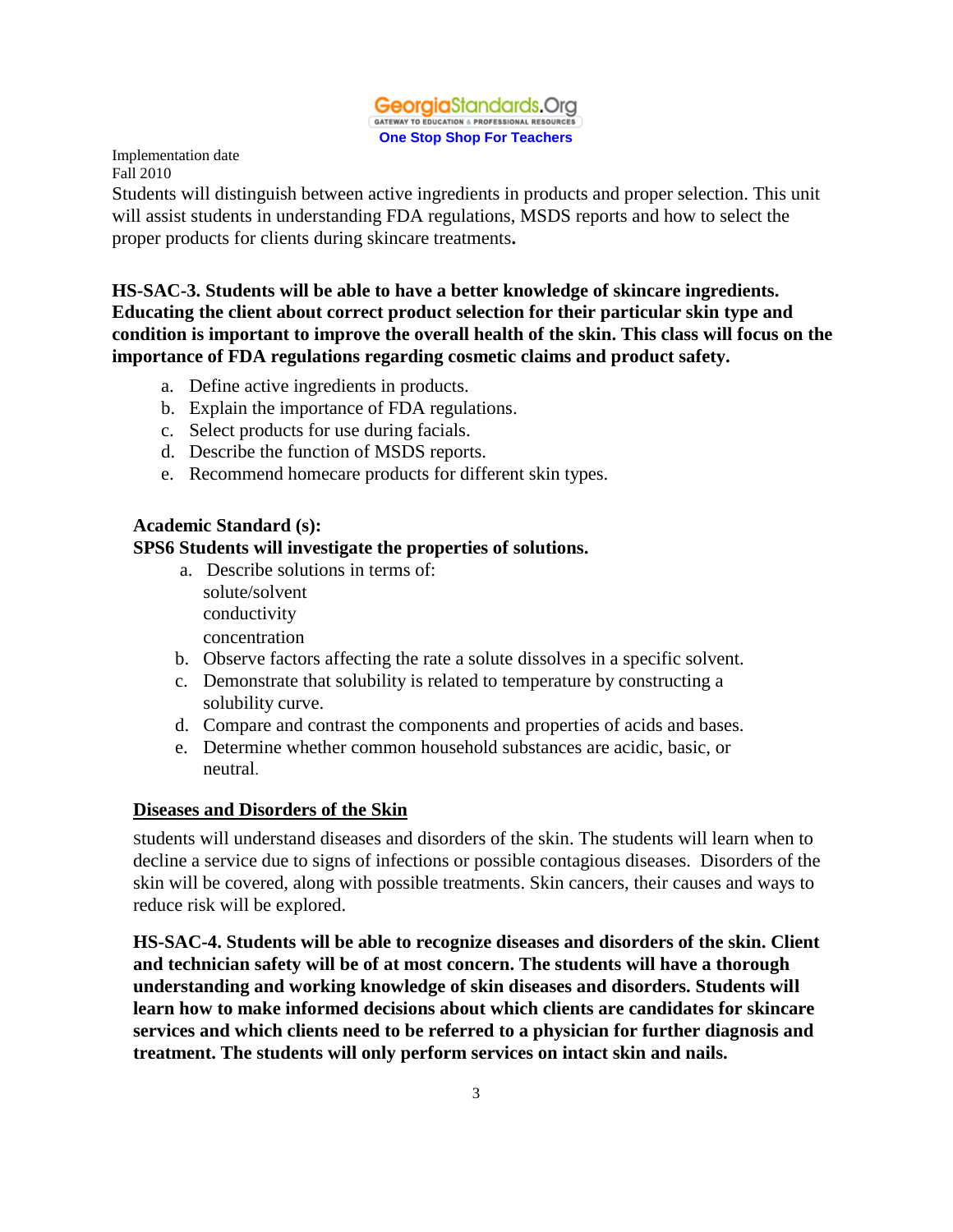Implementation date
Fall 2010

Students will distinguish between active ingredients in products and proper selection. This unit will assist students in understanding FDA regulations, MSDS reports and how to select the proper products for clients during skincare treatments**.**

**HS-SAC-3. Students will be able to have a better knowledge of skincare ingredients. Educating the client about correct product selection for their particular skin type and condition is important to improve the overall health of the skin. This class will focus on the importance of FDA regulations regarding cosmetic claims and product safety.**

a. Define active ingredients in products.
b. Explain the importance of FDA regulations.
c. Select products for use during facials.
d. Describe the function of MSDS reports.
e. Recommend homecare products for different skin types.

**Academic Standard (s):**
**SPS6 Students will investigate the properties of solutions.**

a. Describe solutions in terms of:
   solute/solvent
   conductivity
   concentration
b. Observe factors affecting the rate a solute dissolves in a specific solvent.
c. Demonstrate that solubility is related to temperature by constructing a solubility curve.
d. Compare and contrast the components and properties of acids and bases.
e. Determine whether common household substances are acidic, basic, or neutral.

## <u>Diseases and Disorders of the Skin</u>

Students will understand diseases and disorders of the skin. The students will learn when to decline a service due to signs of infections or possible contagious diseases. Disorders of the skin will be covered, along with possible treatments. Skin cancers, their causes and ways to reduce risk will be explored.

**HS-SAC-4. Students will be able to recognize diseases and disorders of the skin. Client and technician safety will be of at most concern. The students will have a thorough understanding and working knowledge of skin diseases and disorders. Students will learn how to make informed decisions about which clients are candidates for skincare services and which clients need to be referred to a physician for further diagnosis and treatment. The students will only perform services on intact skin and nails.**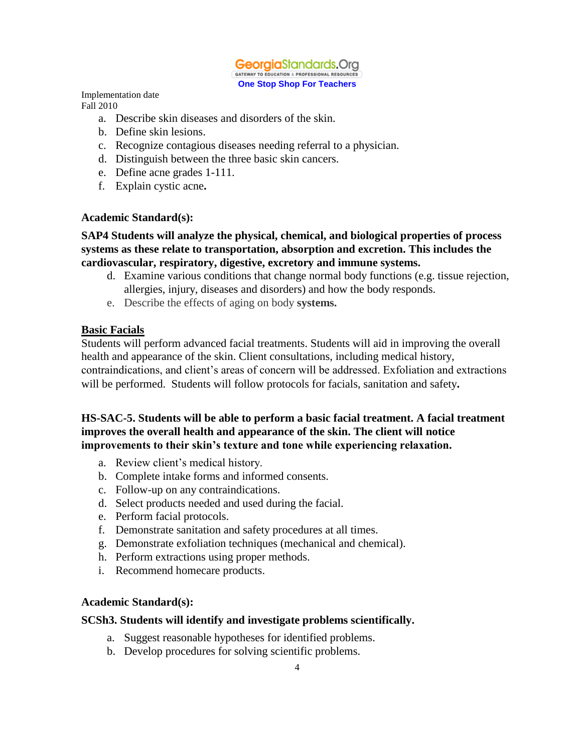Implementation date
Fall 2010

a. Describe skin diseases and disorders of the skin.
b. Define skin lesions.
c. Recognize contagious diseases needing referral to a physician.
d. Distinguish between the three basic skin cancers.
e. Define acne grades 1-111.
f. Explain cystic acne.

**Academic Standard(s):**

**SAP4 Students will analyze the physical, chemical, and biological properties of process systems as these relate to transportation, absorption and excretion. This includes the cardiovascular, respiratory, digestive, excretory and immune systems.**

d. Examine various conditions that change normal body functions (e.g. tissue rejection, allergies, injury, diseases and disorders) and how the body responds.
e. Describe the effects of aging on body **systems.**

## Basic Facials

Students will perform advanced facial treatments. Students will aid in improving the overall health and appearance of the skin. Client consultations, including medical history, contraindications, and client's areas of concern will be addressed. Exfoliation and extractions will be performed. Students will follow protocols for facials, sanitation and safety.

**HS-SAC-5. Students will be able to perform a basic facial treatment. A facial treatment improves the overall health and appearance of the skin. The client will notice improvements to their skin's texture and tone while experiencing relaxation.**

a. Review client's medical history.
b. Complete intake forms and informed consents.
c. Follow-up on any contraindications.
d. Select products needed and used during the facial.
e. Perform facial protocols.
f. Demonstrate sanitation and safety procedures at all times.
g. Demonstrate exfoliation techniques (mechanical and chemical).
h. Perform extractions using proper methods.
i. Recommend homecare products.

**Academic Standard(s):**

**SCSh3. Students will identify and investigate problems scientifically.**

a. Suggest reasonable hypotheses for identified problems.
b. Develop procedures for solving scientific problems.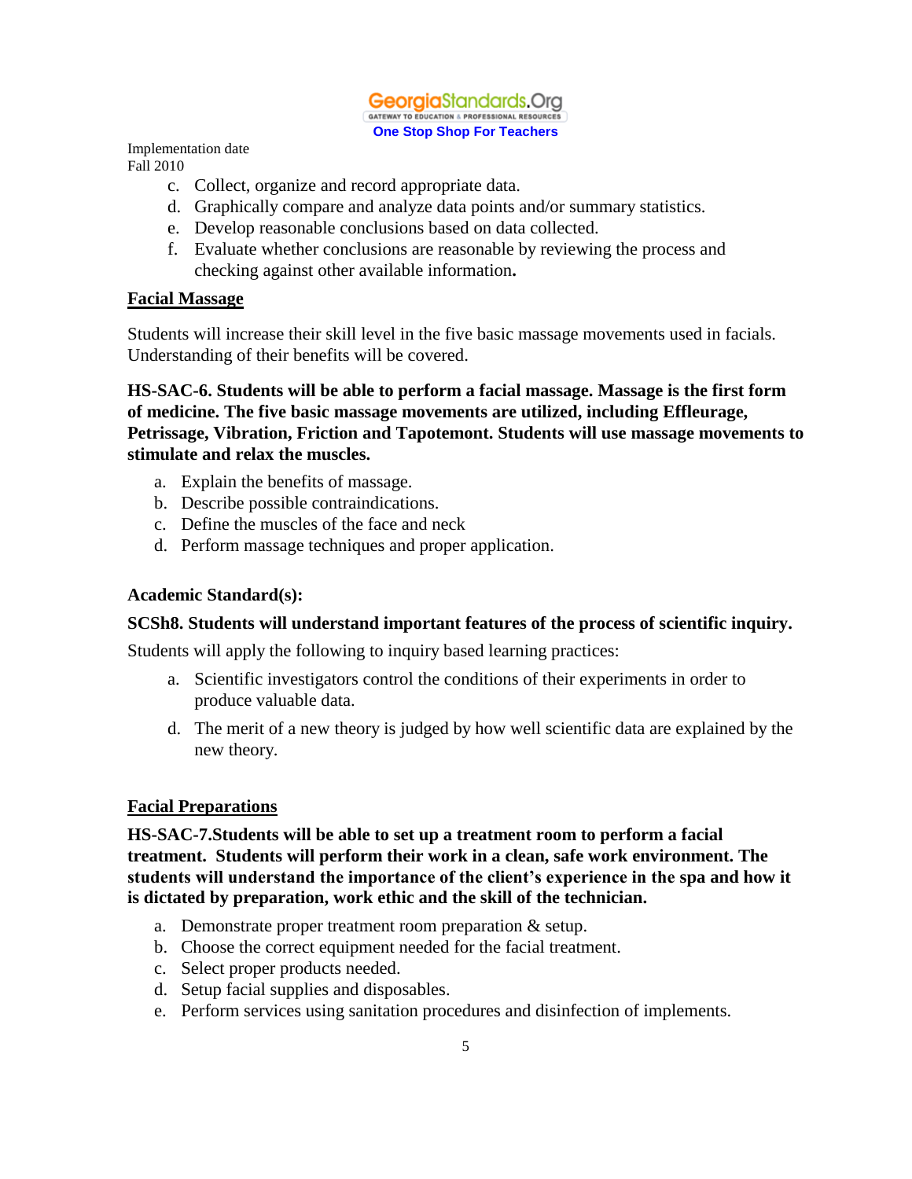c. Collect, organize and record appropriate data.
d. Graphically compare and analyze data points and/or summary statistics.
e. Develop reasonable conclusions based on data collected.
f. Evaluate whether conclusions are reasonable by reviewing the process and checking against other available information.

**Facial Massage**

Students will increase their skill level in the five basic massage movements used in facials. Understanding of their benefits will be covered.

**HS-SAC-6. Students will be able to perform a facial massage. Massage is the first form of medicine. The five basic massage movements are utilized, including Effleurage, Petrissage, Vibration, Friction and Tapotemont. Students will use massage movements to stimulate and relax the muscles.**

a. Explain the benefits of massage.
b. Describe possible contraindications.
c. Define the muscles of the face and neck
d. Perform massage techniques and proper application.

**Academic Standard(s):**

**SCSh8. Students will understand important features of the process of scientific inquiry.**

Students will apply the following to inquiry based learning practices:

a. Scientific investigators control the conditions of their experiments in order to produce valuable data.

d. The merit of a new theory is judged by how well scientific data are explained by the new theory.

**Facial Preparations**

**HS-SAC-7.Students will be able to set up a treatment room to perform a facial treatment. Students will perform their work in a clean, safe work environment. The students will understand the importance of the client's experience in the spa and how it is dictated by preparation, work ethic and the skill of the technician.**

a. Demonstrate proper treatment room preparation & setup.
b. Choose the correct equipment needed for the facial treatment.
c. Select proper products needed.
d. Setup facial supplies and disposables.
e. Perform services using sanitation procedures and disinfection of implements.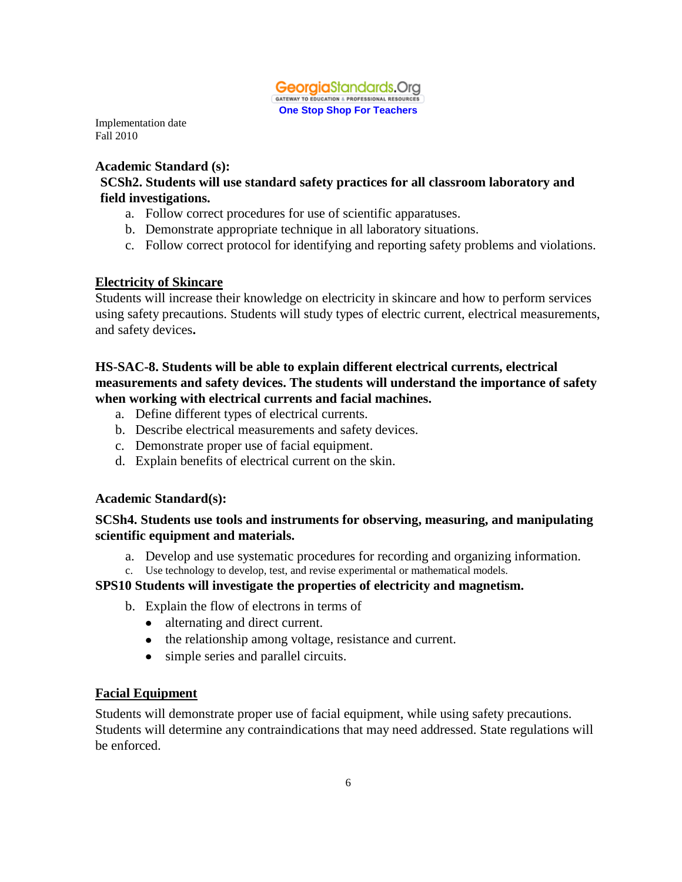GeorgiaStandards.Org
GATEWAY TO EDUCATION & PROFESSIONAL RESOURCES
**One Stop Shop For Teachers**

Implementation date
Fall 2010

**Academic Standard (s):**

**SCSh2. Students will use standard safety practices for all classroom laboratory and field investigations.**

a. Follow correct procedures for use of scientific apparatuses.
b. Demonstrate appropriate technique in all laboratory situations.
c. Follow correct protocol for identifying and reporting safety problems and violations.

**Electricity of Skincare**

Students will increase their knowledge on electricity in skincare and how to perform services using safety precautions. Students will study types of electric current, electrical measurements, and safety devices**.**

**HS-SAC-8. Students will be able to explain different electrical currents, electrical measurements and safety devices. The students will understand the importance of safety when working with electrical currents and facial machines.**

a. Define different types of electrical currents.
b. Describe electrical measurements and safety devices.
c. Demonstrate proper use of facial equipment.
d. Explain benefits of electrical current on the skin.

**Academic Standard(s):**

**SCSh4. Students use tools and instruments for observing, measuring, and manipulating scientific equipment and materials.**

a. Develop and use systematic procedures for recording and organizing information.
c. Use technology to develop, test, and revise experimental or mathematical models.

**SPS10 Students will investigate the properties of electricity and magnetism.**

b. Explain the flow of electrons in terms of
   - alternating and direct current.
   - the relationship among voltage, resistance and current.
   - simple series and parallel circuits.

**Facial Equipment**

Students will demonstrate proper use of facial equipment, while using safety precautions. Students will determine any contraindications that may need addressed. State regulations will be enforced.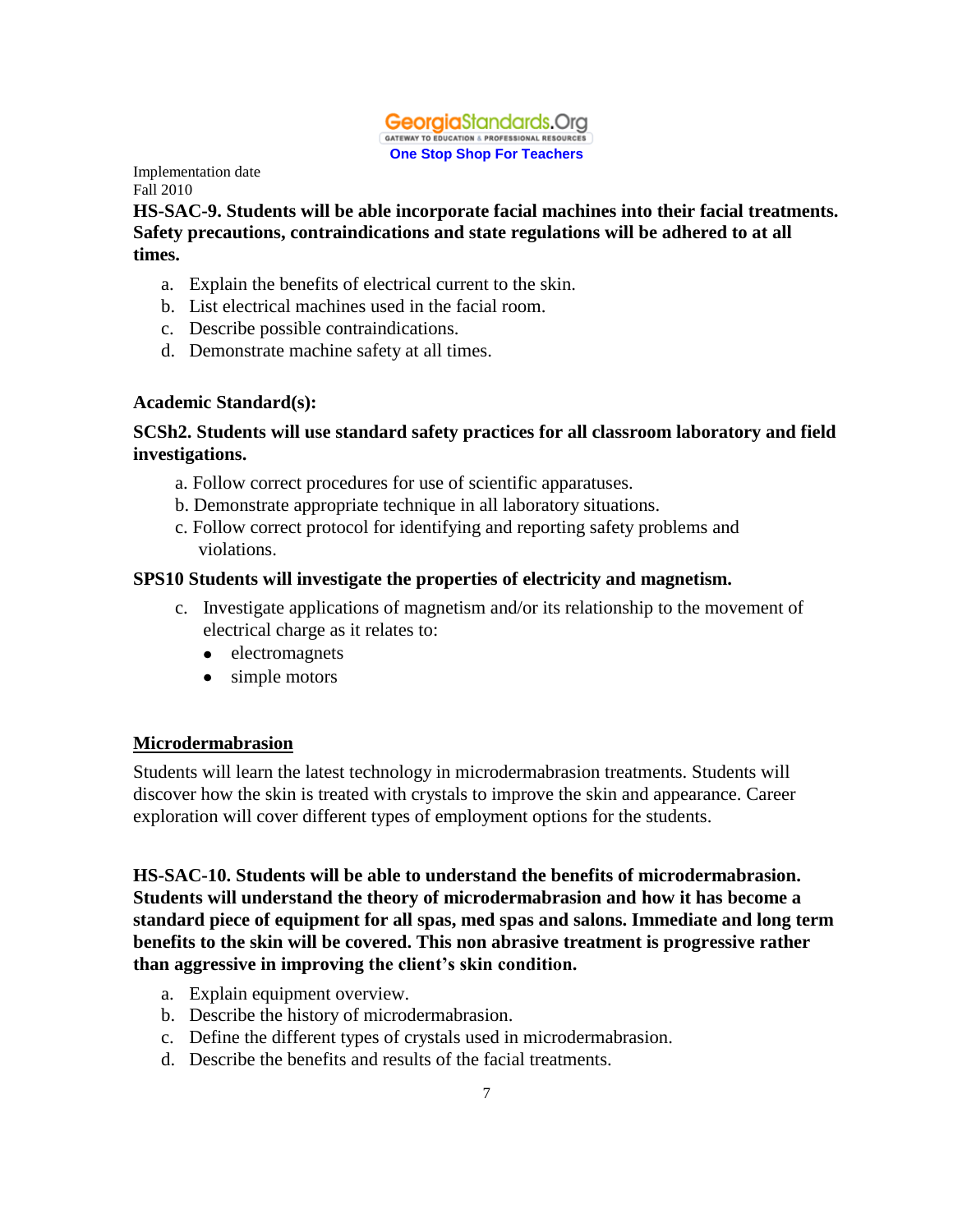Implementation date
Fall 2010

**HS-SAC-9. Students will be able incorporate facial machines into their facial treatments. Safety precautions, contraindications and state regulations will be adhered to at all times.**

a. Explain the benefits of electrical current to the skin.
b. List electrical machines used in the facial room.
c. Describe possible contraindications.
d. Demonstrate machine safety at all times.

**Academic Standard(s):**

**SCSh2. Students will use standard safety practices for all classroom laboratory and field investigations.**

a. Follow correct procedures for use of scientific apparatuses.
b. Demonstrate appropriate technique in all laboratory situations.
c. Follow correct protocol for identifying and reporting safety problems and violations.

**SPS10 Students will investigate the properties of electricity and magnetism.**

c. Investigate applications of magnetism and/or its relationship to the movement of electrical charge as it relates to:
   - electromagnets
   - simple motors

<u>**Microdermabrasion**</u>

Students will learn the latest technology in microdermabrasion treatments. Students will discover how the skin is treated with crystals to improve the skin and appearance. Career exploration will cover different types of employment options for the students.

**HS-SAC-10. Students will be able to understand the benefits of microdermabrasion. Students will understand the theory of microdermabrasion and how it has become a standard piece of equipment for all spas, med spas and salons. Immediate and long term benefits to the skin will be covered. This non abrasive treatment is progressive rather than aggressive in improving the client's skin condition.**

a. Explain equipment overview.
b. Describe the history of microdermabrasion.
c. Define the different types of crystals used in microdermabrasion.
d. Describe the benefits and results of the facial treatments.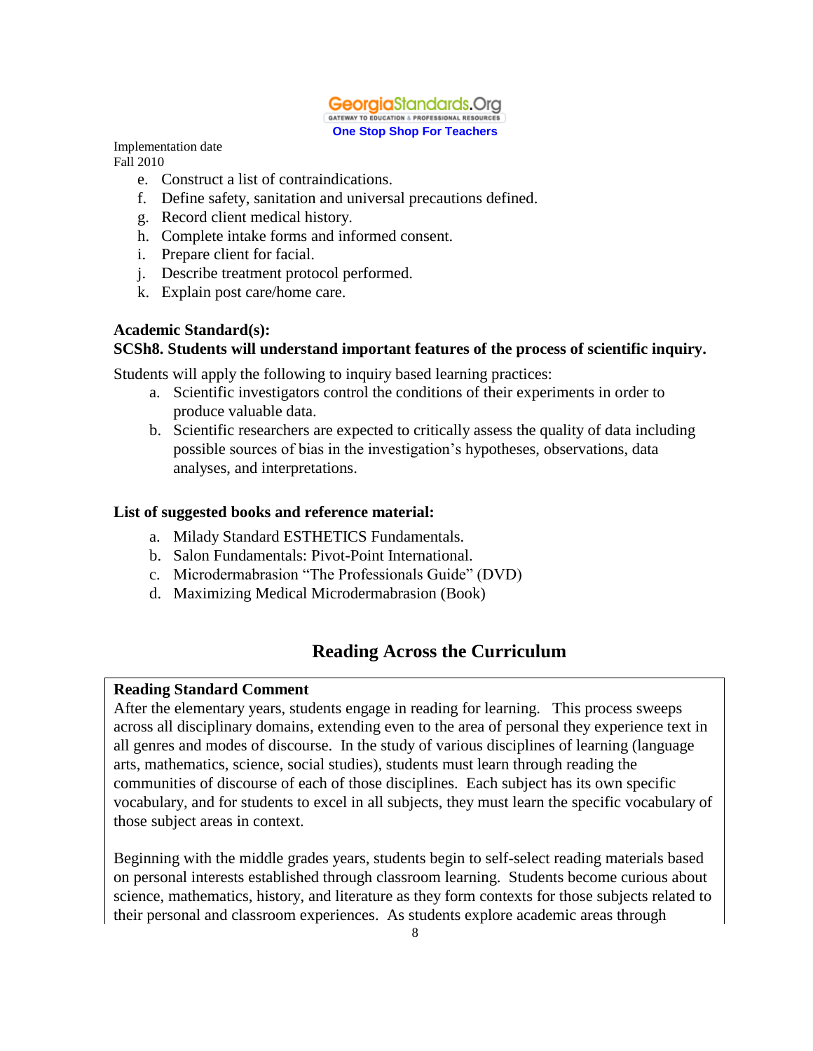Implementation date
Fall 2010

e. Construct a list of contraindications.
f. Define safety, sanitation and universal precautions defined.
g. Record client medical history.
h. Complete intake forms and informed consent.
i. Prepare client for facial.
j. Describe treatment protocol performed.
k. Explain post care/home care.

**Academic Standard(s):**
**SCSh8. Students will understand important features of the process of scientific inquiry.**

Students will apply the following to inquiry based learning practices:

a. Scientific investigators control the conditions of their experiments in order to produce valuable data.
b. Scientific researchers are expected to critically assess the quality of data including possible sources of bias in the investigation's hypotheses, observations, data analyses, and interpretations.

**List of suggested books and reference material:**

a. Milady Standard ESTHETICS Fundamentals.
b. Salon Fundamentals: Pivot-Point International.
c. Microdermabrasion "The Professionals Guide" (DVD)
d. Maximizing Medical Microdermabrasion (Book)

## Reading Across the Curriculum

**Reading Standard Comment**
After the elementary years, students engage in reading for learning. This process sweeps across all disciplinary domains, extending even to the area of personal they experience text in all genres and modes of discourse. In the study of various disciplines of learning (language arts, mathematics, science, social studies), students must learn through reading the communities of discourse of each of those disciplines. Each subject has its own specific vocabulary, and for students to excel in all subjects, they must learn the specific vocabulary of those subject areas in context.

Beginning with the middle grades years, students begin to self-select reading materials based on personal interests established through classroom learning. Students become curious about science, mathematics, history, and literature as they form contexts for those subjects related to their personal and classroom experiences. As students explore academic areas through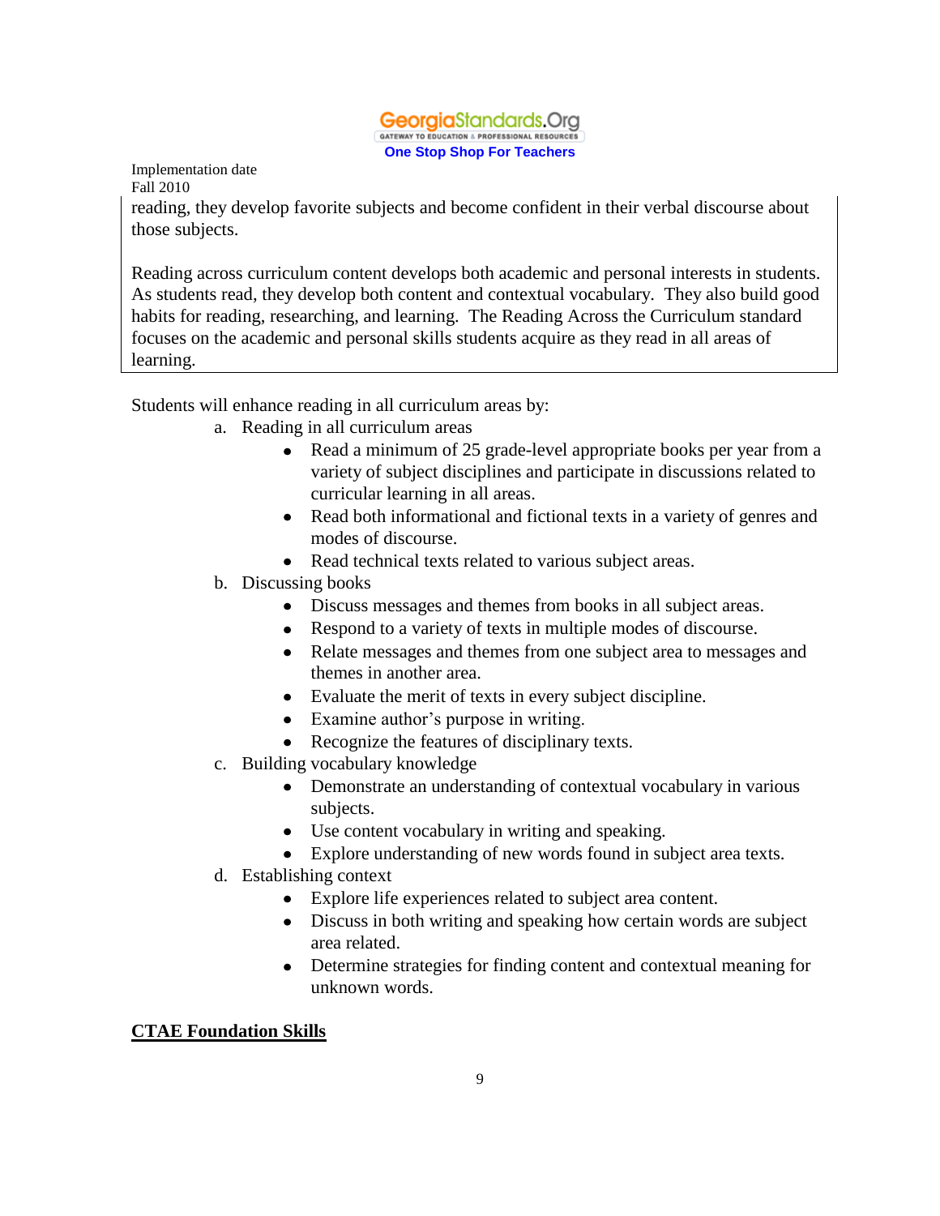reading, they develop favorite subjects and become confident in their verbal discourse about those subjects.

Reading across curriculum content develops both academic and personal interests in students. As students read, they develop both content and contextual vocabulary. They also build good habits for reading, researching, and learning. The Reading Across the Curriculum standard focuses on the academic and personal skills students acquire as they read in all areas of learning.

Students will enhance reading in all curriculum areas by:

a. Reading in all curriculum areas
   - Read a minimum of 25 grade-level appropriate books per year from a variety of subject disciplines and participate in discussions related to curricular learning in all areas.
   - Read both informational and fictional texts in a variety of genres and modes of discourse.
   - Read technical texts related to various subject areas.

b. Discussing books
   - Discuss messages and themes from books in all subject areas.
   - Respond to a variety of texts in multiple modes of discourse.
   - Relate messages and themes from one subject area to messages and themes in another area.
   - Evaluate the merit of texts in every subject discipline.
   - Examine author's purpose in writing.
   - Recognize the features of disciplinary texts.

c. Building vocabulary knowledge
   - Demonstrate an understanding of contextual vocabulary in various subjects.
   - Use content vocabulary in writing and speaking.
   - Explore understanding of new words found in subject area texts.

d. Establishing context
   - Explore life experiences related to subject area content.
   - Discuss in both writing and speaking how certain words are subject area related.
   - Determine strategies for finding content and contextual meaning for unknown words.

**CTAE Foundation Skills**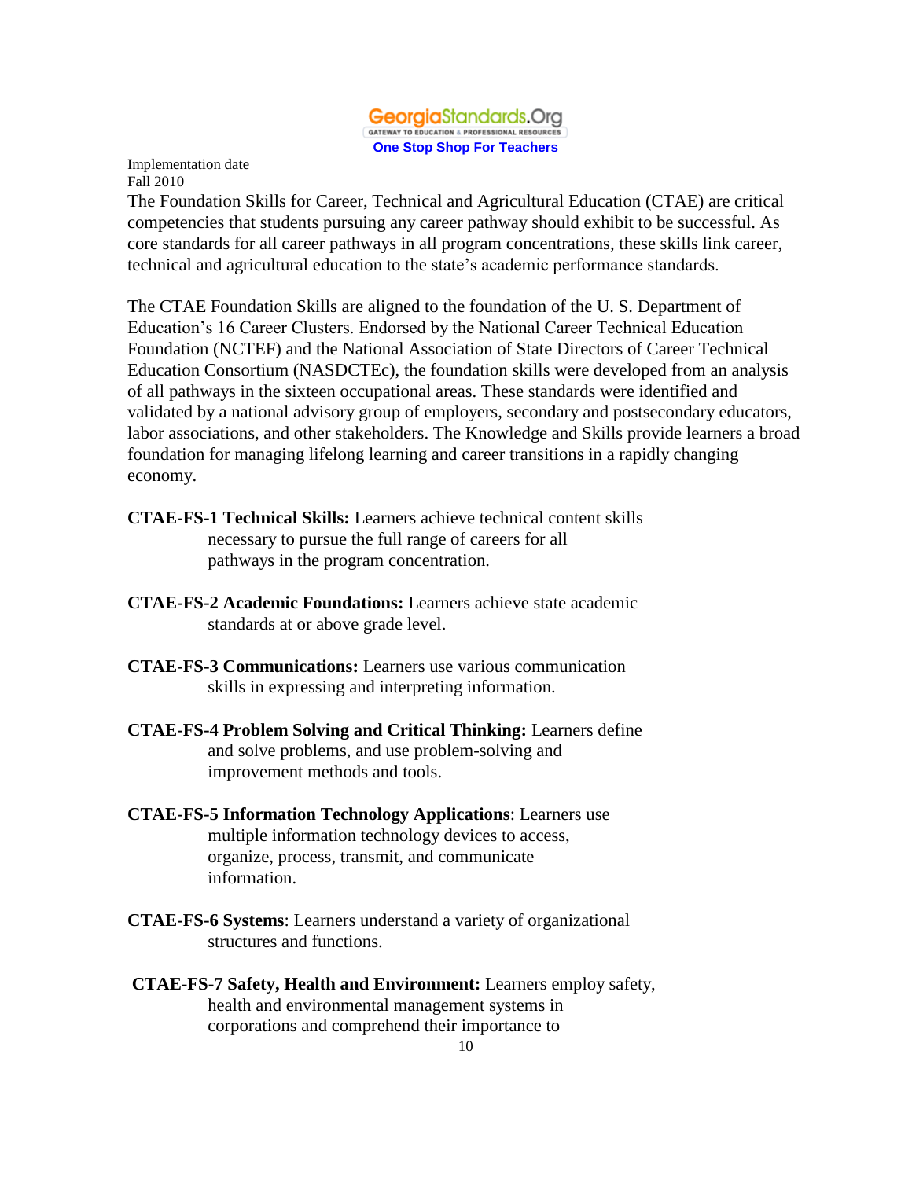Implementation date
Fall 2010

The Foundation Skills for Career, Technical and Agricultural Education (CTAE) are critical competencies that students pursuing any career pathway should exhibit to be successful. As core standards for all career pathways in all program concentrations, these skills link career, technical and agricultural education to the state's academic performance standards.

The CTAE Foundation Skills are aligned to the foundation of the U. S. Department of Education's 16 Career Clusters. Endorsed by the National Career Technical Education Foundation (NCTEF) and the National Association of State Directors of Career Technical Education Consortium (NASDCTEc), the foundation skills were developed from an analysis of all pathways in the sixteen occupational areas. These standards were identified and validated by a national advisory group of employers, secondary and postsecondary educators, labor associations, and other stakeholders. The Knowledge and Skills provide learners a broad foundation for managing lifelong learning and career transitions in a rapidly changing economy.

**CTAE-FS-1 Technical Skills:** Learners achieve technical content skills necessary to pursue the full range of careers for all pathways in the program concentration.

**CTAE-FS-2 Academic Foundations:** Learners achieve state academic standards at or above grade level.

**CTAE-FS-3 Communications:** Learners use various communication skills in expressing and interpreting information.

**CTAE-FS-4 Problem Solving and Critical Thinking:** Learners define and solve problems, and use problem-solving and improvement methods and tools.

**CTAE-FS-5 Information Technology Applications**: Learners use multiple information technology devices to access, organize, process, transmit, and communicate information.

**CTAE-FS-6 Systems**: Learners understand a variety of organizational structures and functions.

**CTAE-FS-7 Safety, Health and Environment:** Learners employ safety, health and environmental management systems in corporations and comprehend their importance to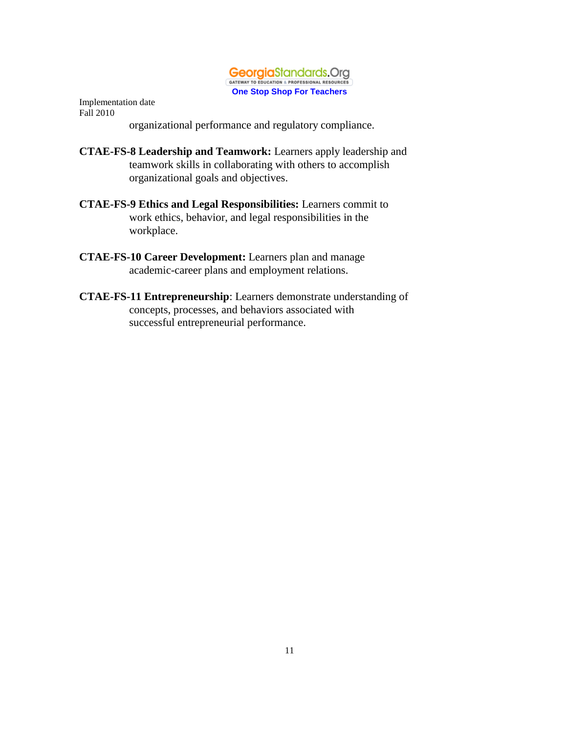organizational performance and regulatory compliance.

**CTAE-FS-8 Leadership and Teamwork:** Learners apply leadership and teamwork skills in collaborating with others to accomplish organizational goals and objectives.

**CTAE-FS-9 Ethics and Legal Responsibilities:** Learners commit to work ethics, behavior, and legal responsibilities in the workplace.

**CTAE-FS-10 Career Development:** Learners plan and manage academic-career plans and employment relations.

**CTAE-FS-11 Entrepreneurship**: Learners demonstrate understanding of concepts, processes, and behaviors associated with successful entrepreneurial performance.